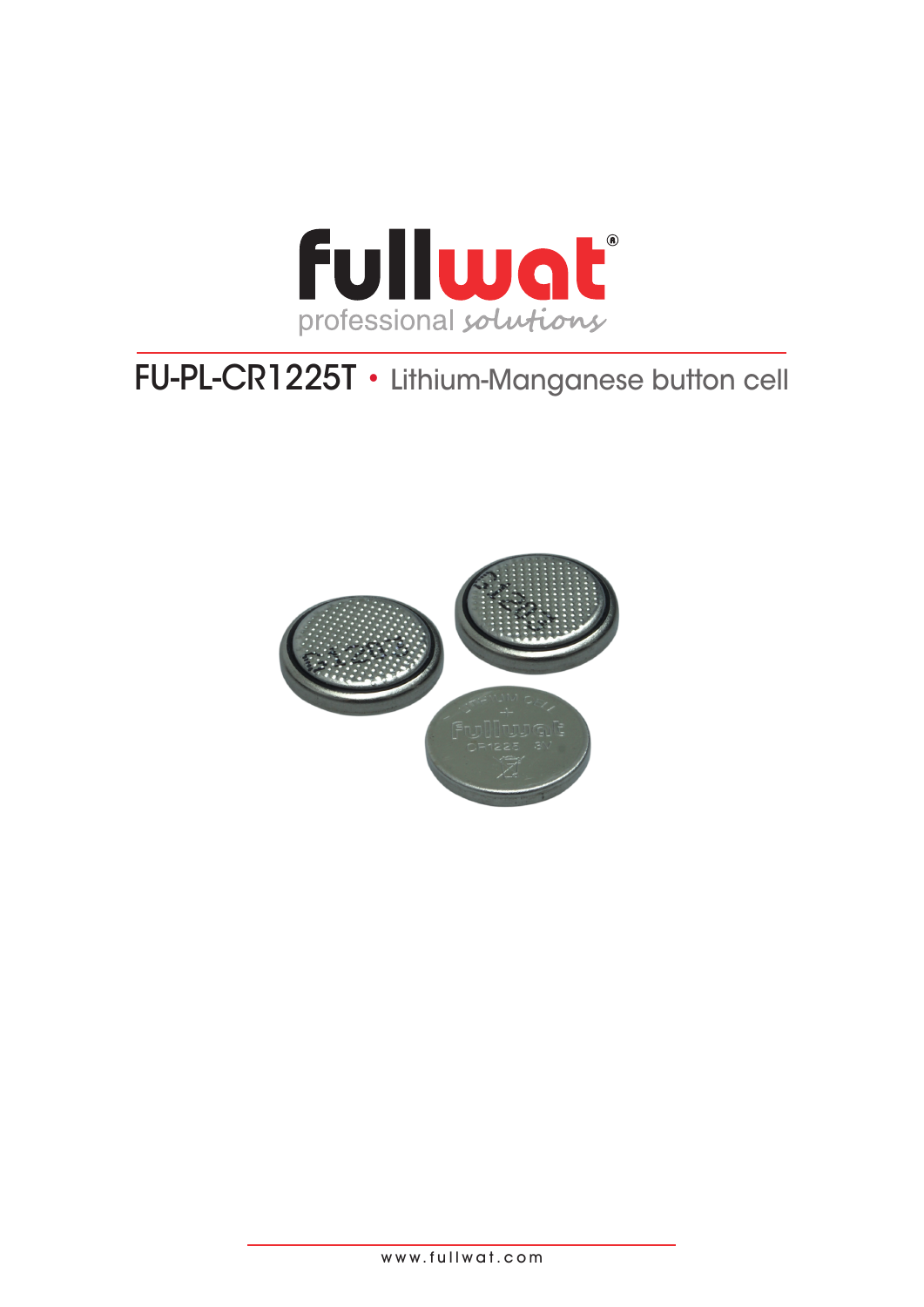fullwat®

professional solutions

# FU-PL-CR1225T • Lithium-Manganese button cell

www.fullwat.com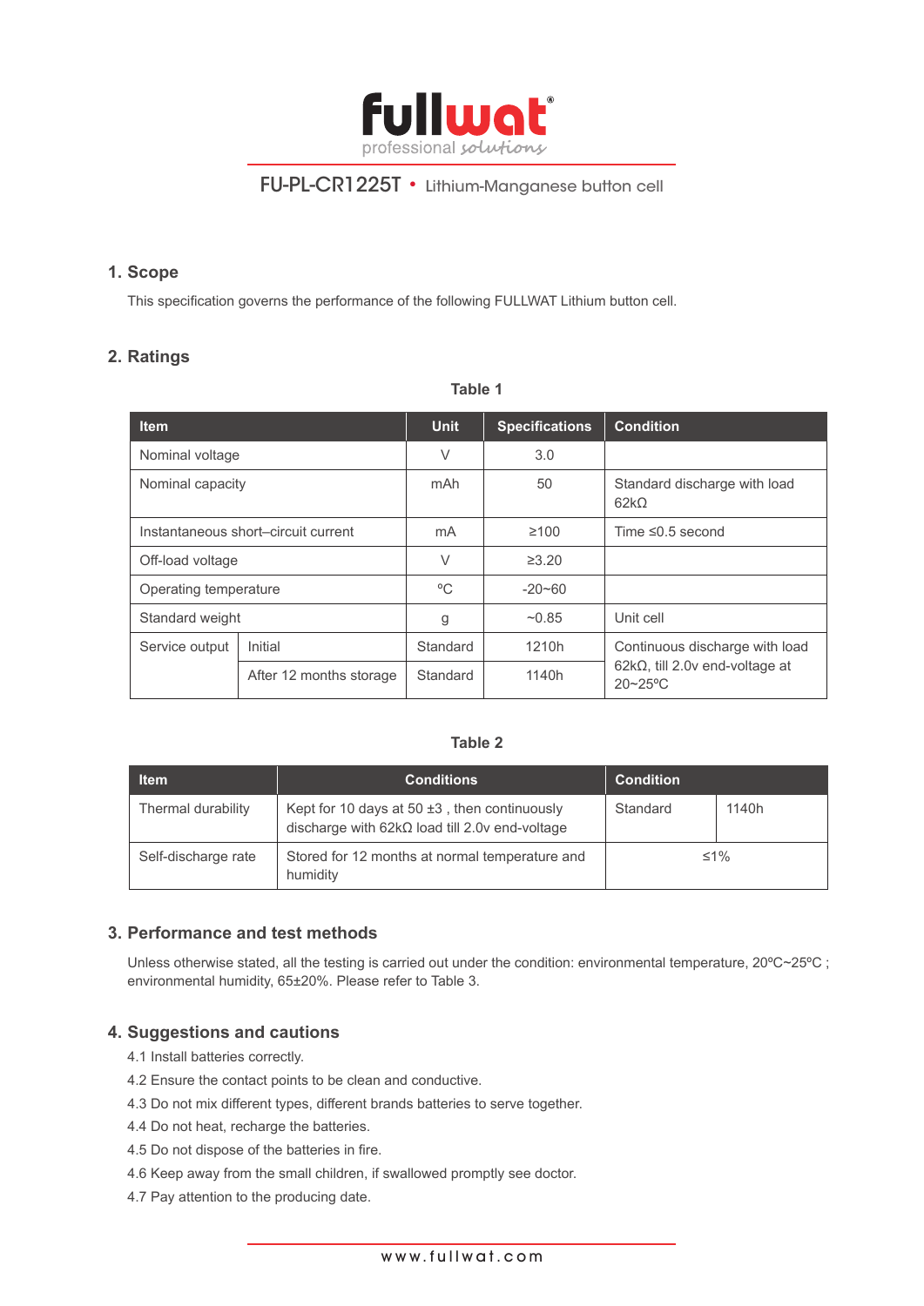fullwat
professional solutions

FU-PL-CR1225T • Lithium-Manganese button cell

## 1. Scope

This specification governs the performance of the following FULLWAT Lithium button cell.

## 2. Ratings

**Table 1**

| Item | | Unit | Specifications | Condition |
|---|---|---|---|---|
| Nominal voltage | | V | 3.0 | |
| Nominal capacity | | mAh | 50 | Standard discharge with load 62kΩ |
| Instantaneous short–circuit current | | mA | ≥100 | Time ≤0.5 second |
| Off-load voltage | | V | ≥3.20 | |
| Operating temperature | | ºC | -20~60 | |
| Standard weight | | g | ~0.85 | Unit cell |
| Service output | Initial | Standard | 1210h | Continuous discharge with load 62kΩ, till 2.0v end-voltage at 20~25ºC |
| | After 12 months storage | Standard | 1140h | |

**Table 2**

| Item | Conditions | Condition | |
|---|---|---|---|
| Thermal durability | Kept for 10 days at 50 ±3 , then continuously discharge with 62kΩ load till 2.0v end-voltage | Standard | 1140h |
| Self-discharge rate | Stored for 12 months at normal temperature and humidity | ≤1% | |

## 3. Performance and test methods

Unless otherwise stated, all the testing is carried out under the condition: environmental temperature, 20ºC~25ºC ; environmental humidity, 65±20%. Please refer to Table 3.

## 4. Suggestions and cautions

4.1 Install batteries correctly.

4.2 Ensure the contact points to be clean and conductive.

4.3 Do not mix different types, different brands batteries to serve together.

4.4 Do not heat, recharge the batteries.

4.5 Do not dispose of the batteries in fire.

4.6 Keep away from the small children, if swallowed promptly see doctor.

4.7 Pay attention to the producing date.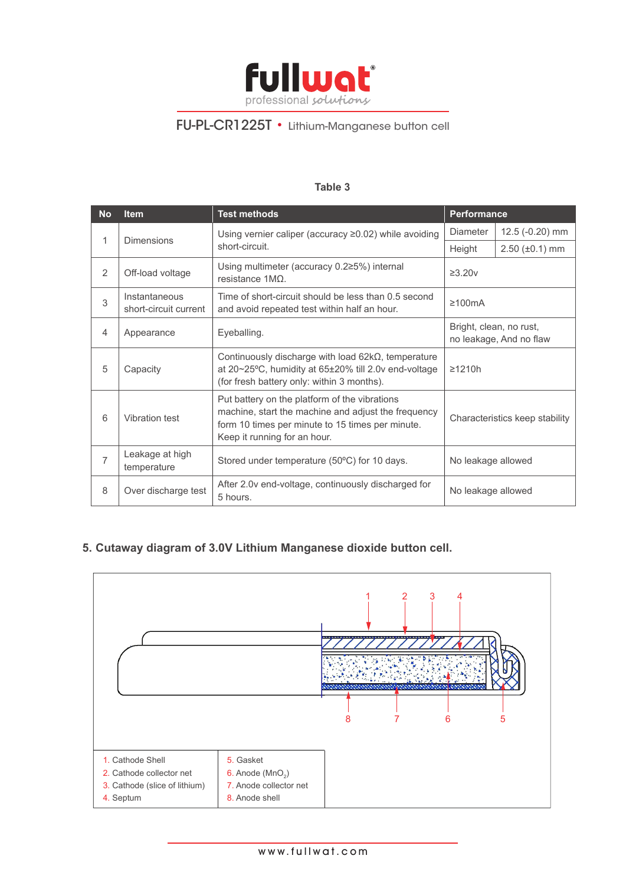Table 3

| No | Item | Test methods | Performance | |
|---|---|---|---|---|
| 1 | Dimensions | Using vernier caliper (accuracy ≥0.02) while avoiding short-circuit. | Diameter | 12.5 (-0.20) mm |
| | | | Height | 2.50 (±0.1) mm |
| 2 | Off-load voltage | Using multimeter (accuracy 0.2≥5%) internal resistance 1MΩ. | ≥3.20v | |
| 3 | Instantaneous short-circuit current | Time of short-circuit should be less than 0.5 second and avoid repeated test within half an hour. | ≥100mA | |
| 4 | Appearance | Eyeballing. | Bright, clean, no rust, no leakage, And no flaw | |
| 5 | Capacity | Continuously discharge with load 62kΩ, temperature at 20~25ºC, humidity at 65±20% till 2.0v end-voltage (for fresh battery only: within 3 months). | ≥1210h | |
| 6 | Vibration test | Put battery on the platform of the vibrations machine, start the machine and adjust the frequency form 10 times per minute to 15 times per minute. Keep it running for an hour. | Characteristics keep stability | |
| 7 | Leakage at high temperature | Stored under temperature (50ºC) for 10 days. | No leakage allowed | |
| 8 | Over discharge test | After 2.0v end-voltage, continuously discharged for 5 hours. | No leakage allowed | |

## 5. Cutaway diagram of 3.0V Lithium Manganese dioxide button cell.

| | |
|---|---|
| 1. Cathode Shell | 5. Gasket |
| 2. Cathode collector net | 6. Anode ($MnO_2$) |
| 3. Cathode (slice of lithium) | 7. Anode collector net |
| 4. Septum | 8. Anode shell |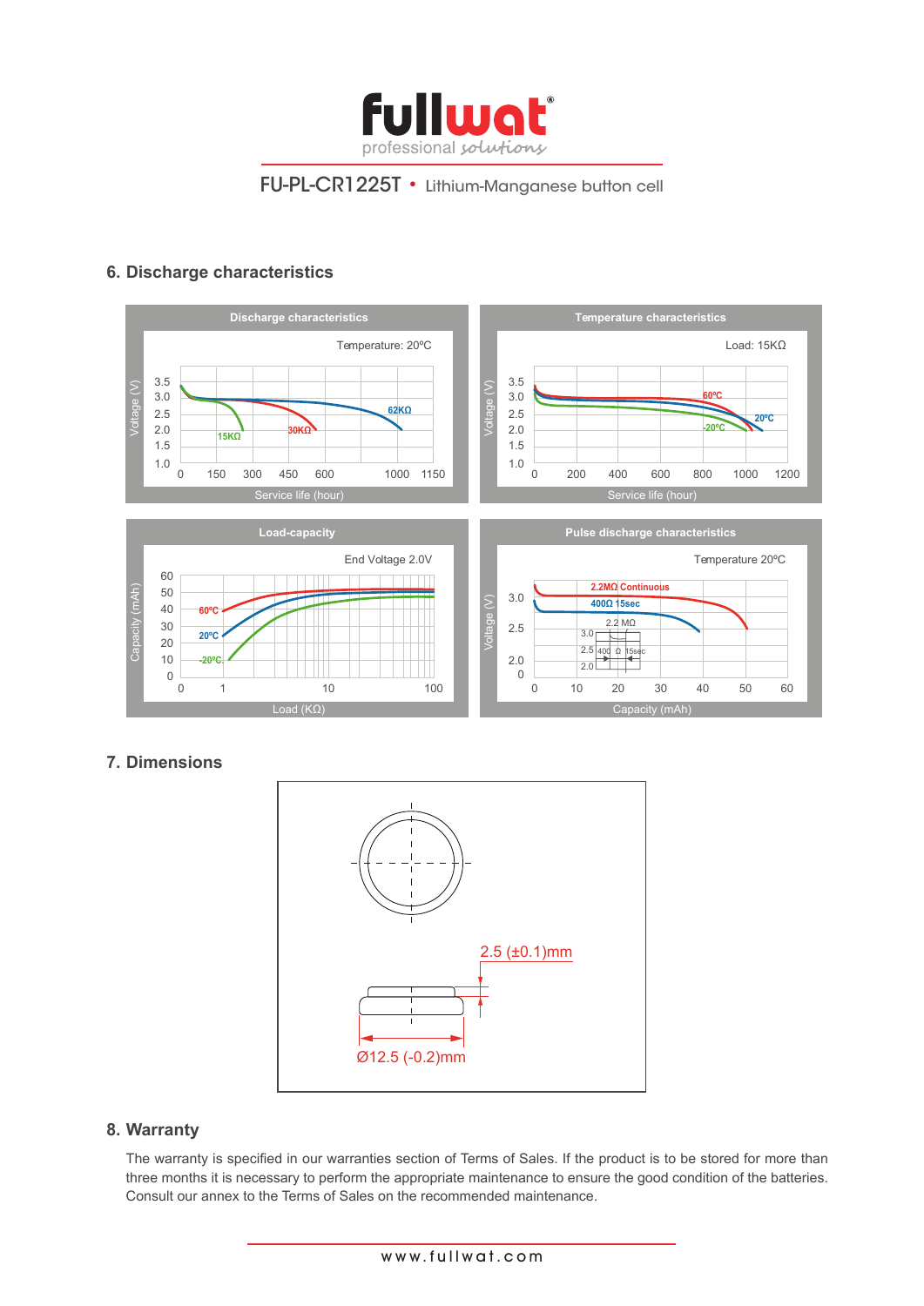fullwat
professional solutions

FU-PL-CR1225T • Lithium-Manganese button cell

## 6. Discharge characteristics

Discharge characteristics

Temperature: 20ºC

Voltage (V)

3.5
3.0
2.5
2.0
1.5
1.0

0 150 300 450 600 1000 1150

15KΩ
30KΩ
62KΩ

Service life (hour)

Temperature characteristics

Load: 15KΩ

Voltage (V)

3.5
3.0
2.5
2.0
1.5
1.0

0 200 400 600 800 1000 1200

60ºC
20ºC
-20ºC

Service life (hour)

Load-capacity

End Voltage 2.0V

Capacity (mAh)

60
50
40
30
20
10
0

0 1 10 100

60ºC
20ºC
-20ºC

Load (KΩ)

Pulse discharge characteristics

Temperature 20ºC

Voltage (V)

3.0
2.5
2.0
0

0 10 20 30 40 50 60

2.2MΩ Continuous
400Ω 15sec
2.2 MΩ
3.0
2.5
2.0
400 Ω 15sec

Capacity (mAh)

## 7. Dimensions

2.5 (±0.1)mm

Ø12.5 (-0.2)mm

## 8. Warranty

The warranty is specified in our warranties section of Terms of Sales. If the product is to be stored for more than three months it is necessary to perform the appropriate maintenance to ensure the good condition of the batteries. Consult our annex to the Terms of Sales on the recommended maintenance.

www.fullwat.com